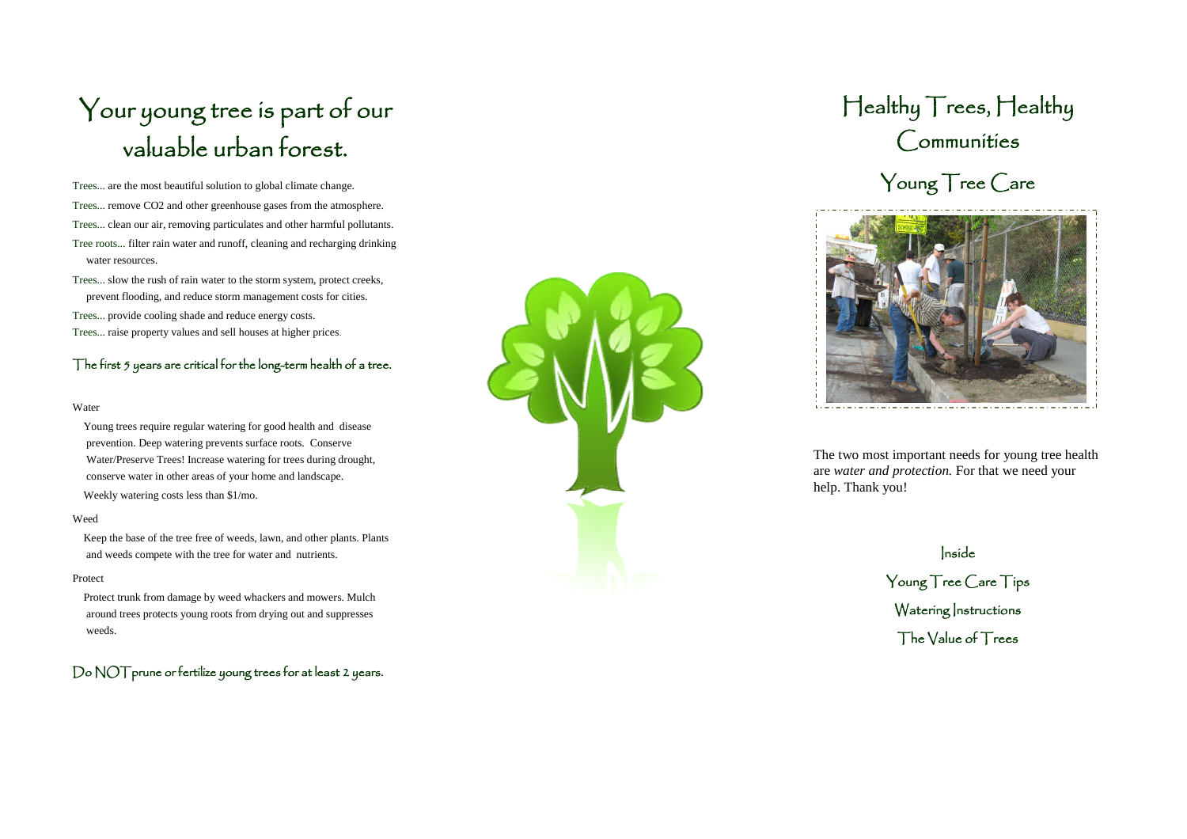# Your young tree is part of our valuable urban forest.

Trees... are the most beautiful solution to global climate change.

Trees... remove CO2 and other greenhouse gases from the atmosphere.

Trees... clean our air, removing particulates and other harmful pollutants.

Tree roots... filter rain water and runoff, cleaning and recharging drinking water resources.

Trees... slow the rush of rain water to the storm system, protect creeks, prevent flooding, and reduce storm management costs for cities.

Trees... provide cooling shade and reduce energy costs.

Trees... raise property values and sell houses at higher prices.

## The first 5 years are critical for the long-term health of a tree.

Water

Young trees require regular watering for good health and disease prevention. Deep watering prevents surface roots. Conserve Water/Preserve Trees! Increase watering for trees during drought, conserve water in other areas of your home and landscape.

Weekly watering costs less than $1/mo.

Weed

Keep the base of the tree free of weeds, lawn, and other plants. Plants and weeds compete with the tree for water and nutrients.

Protect

Protect trunk from damage by weed whackers and mowers. Mulch around trees protects young roots from drying out and suppresses weeds.

## Do NOT prune or fertilize young trees for at least 2 years.

# Healthy Trees, Healthy Communities

## Young Tree Care

The two most important needs for young tree health are *water and protection.* For that we need your help. Thank you!

### Inside

Young Tree Care Tips

Watering Instructions

The Value of Trees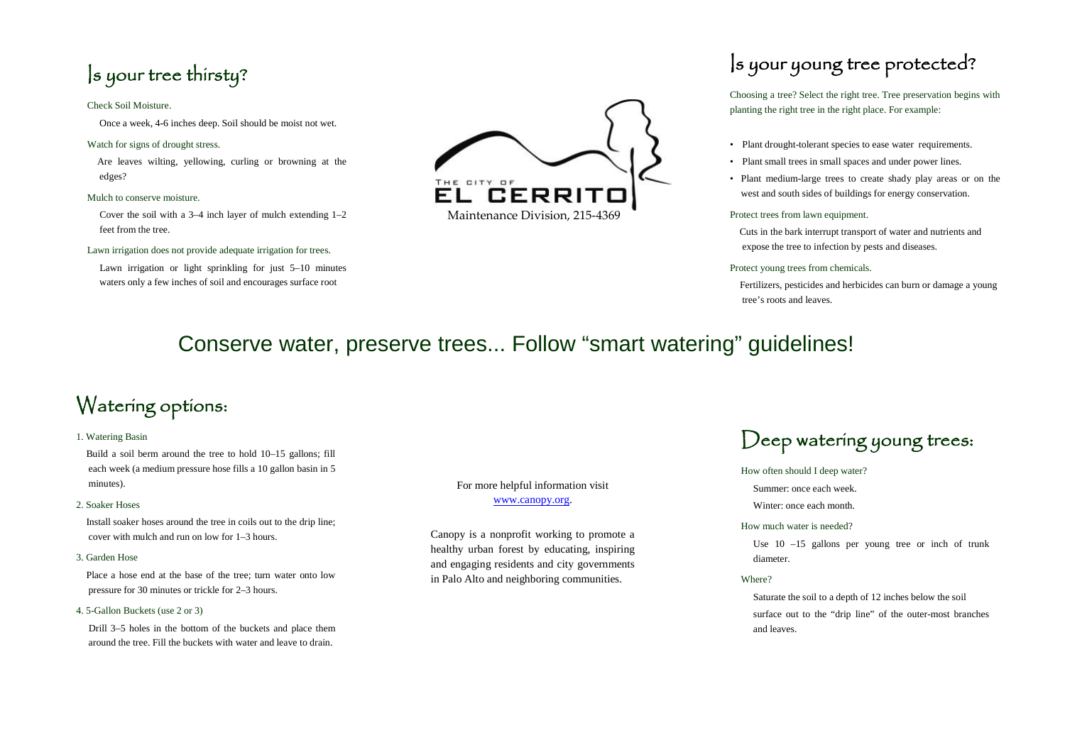## Is your tree thirsty?

Check Soil Moisture.

Once a week, 4-6 inches deep. Soil should be moist not wet.

Watch for signs of drought stress.

Are leaves wilting, yellowing, curling or browning at the edges?

Mulch to conserve moisture.

Cover the soil with a 3–4 inch layer of mulch extending 1–2 feet from the tree.

Lawn irrigation does not provide adequate irrigation for trees.

Lawn irrigation or light sprinkling for just 5–10 minutes waters only a few inches of soil and encourages surface root

THE CITY OF EL CERRITO

Maintenance Division, 215-4369

## Is your young tree protected?

Choosing a tree? Select the right tree. Tree preservation begins with planting the right tree in the right place. For example:

- Plant drought-tolerant species to ease water requirements.
- Plant small trees in small spaces and under power lines.
- Plant medium-large trees to create shady play areas or on the west and south sides of buildings for energy conservation.

Protect trees from lawn equipment.

Cuts in the bark interrupt transport of water and nutrients and expose the tree to infection by pests and diseases.

Protect young trees from chemicals.

Fertilizers, pesticides and herbicides can burn or damage a young tree's roots and leaves.

# Conserve water, preserve trees... Follow "smart watering" guidelines!

## Watering options:

1. Watering Basin

   Build a soil berm around the tree to hold 10–15 gallons; fill each week (a medium pressure hose fills a 10 gallon basin in 5 minutes).

2. Soaker Hoses

   Install soaker hoses around the tree in coils out to the drip line; cover with mulch and run on low for 1–3 hours.

3. Garden Hose

   Place a hose end at the base of the tree; turn water onto low pressure for 30 minutes or trickle for 2–3 hours.

4. 5-Gallon Buckets (use 2 or 3)

   Drill 3–5 holes in the bottom of the buckets and place them around the tree. Fill the buckets with water and leave to drain.

For more helpful information visit www.canopy.org.

Canopy is a nonprofit working to promote a healthy urban forest by educating, inspiring and engaging residents and city governments in Palo Alto and neighboring communities.

## Deep watering young trees:

How often should I deep water?

Summer: once each week.

Winter: once each month.

How much water is needed?

Use 10 –15 gallons per young tree or inch of trunk diameter.

Where?

Saturate the soil to a depth of 12 inches below the soil surface out to the "drip line" of the outer-most branches and leaves.